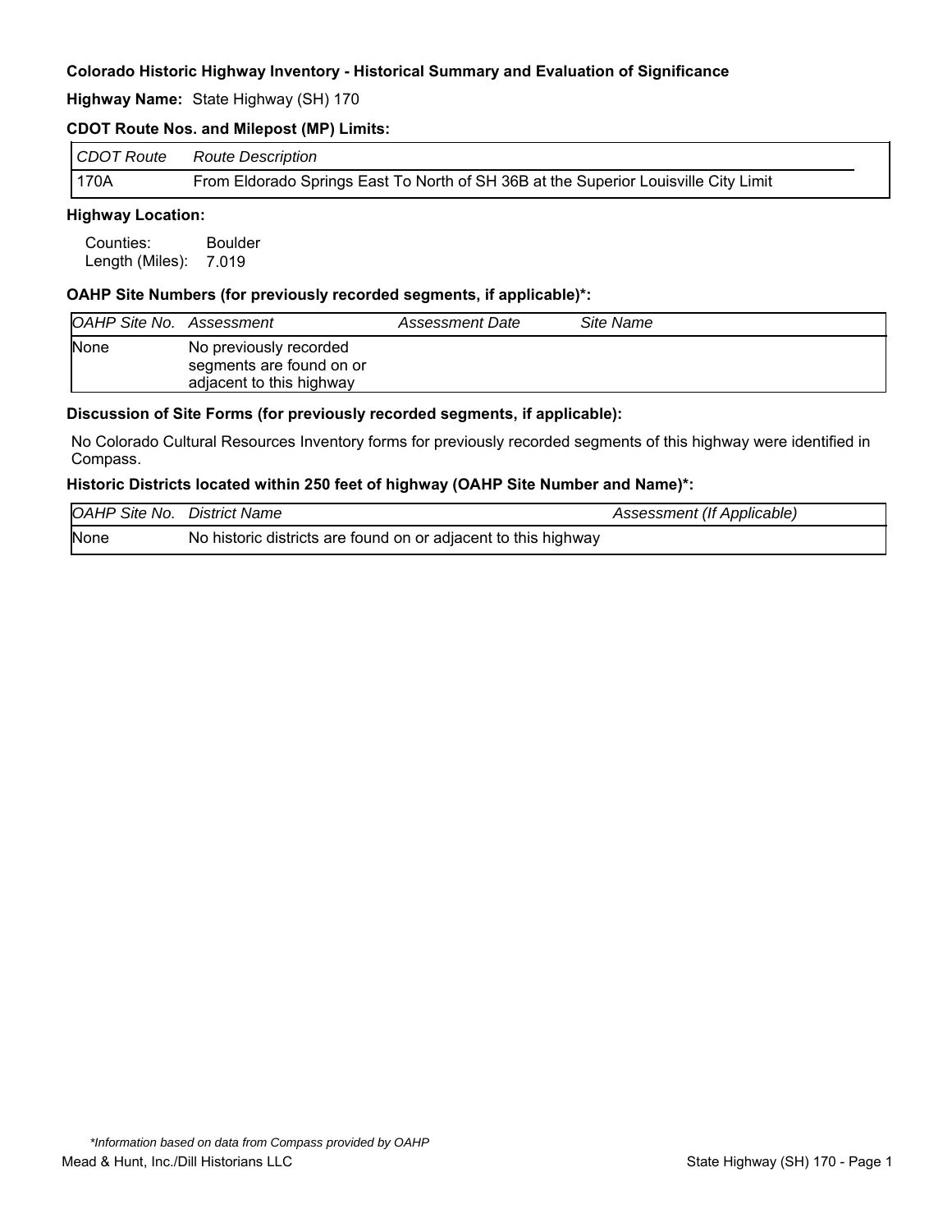**Colorado Historic Highway Inventory - Historical Summary and Evaluation of Significance**

**Highway Name:** State Highway (SH) 170

**CDOT Route Nos. and Milepost (MP) Limits:**

| *CDOT Route* | *Route Description* |
|---|---|
| 170A | From Eldorado Springs East To North of SH 36B at the Superior Louisville City Limit |

**Highway Location:**

Counties: Boulder
Length (Miles): 7.019

**OAHP Site Numbers (for previously recorded segments, if applicable)*:**

| *OAHP Site No.* | *Assessment* | *Assessment Date* | *Site Name* |
|---|---|---|---|
| None | No previously recorded segments are found on or adjacent to this highway | | |

**Discussion of Site Forms (for previously recorded segments, if applicable):**

No Colorado Cultural Resources Inventory forms for previously recorded segments of this highway were identified in Compass.

**Historic Districts located within 250 feet of highway (OAHP Site Number and Name)*:**

| *OAHP Site No.* | *District Name* | *Assessment (If Applicable)* |
|---|---|---|
| None | No historic districts are found on or adjacent to this highway | |

*\*Information based on data from Compass provided by OAHP*

Mead & Hunt, Inc./Dill Historians LLC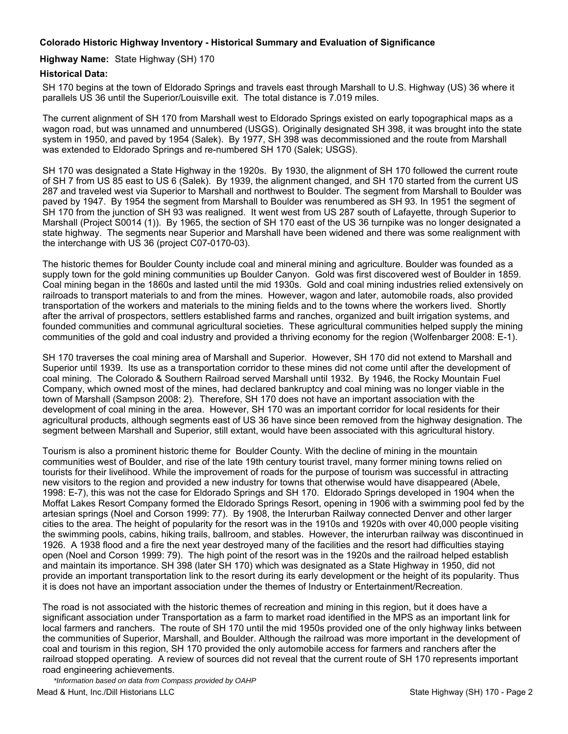**Colorado Historic Highway Inventory - Historical Summary and Evaluation of Significance**

**Highway Name:** State Highway (SH) 170

**Historical Data:**

SH 170 begins at the town of Eldorado Springs and travels east through Marshall to U.S. Highway (US) 36 where it parallels US 36 until the Superior/Louisville exit. The total distance is 7.019 miles.

The current alignment of SH 170 from Marshall west to Eldorado Springs existed on early topographical maps as a wagon road, but was unnamed and unnumbered (USGS). Originally designated SH 398, it was brought into the state system in 1950, and paved by 1954 (Salek). By 1977, SH 398 was decommissioned and the route from Marshall was extended to Eldorado Springs and re-numbered SH 170 (Salek; USGS).

SH 170 was designated a State Highway in the 1920s. By 1930, the alignment of SH 170 followed the current route of SH 7 from US 85 east to US 6 (Salek). By 1939, the alignment changed, and SH 170 started from the current US 287 and traveled west via Superior to Marshall and northwest to Boulder. The segment from Marshall to Boulder was paved by 1947. By 1954 the segment from Marshall to Boulder was renumbered as SH 93. In 1951 the segment of SH 170 from the junction of SH 93 was realigned. It went west from US 287 south of Lafayette, through Superior to Marshall (Project S0014 (1)). By 1965, the section of SH 170 east of the US 36 turnpike was no longer designated a state highway. The segments near Superior and Marshall have been widened and there was some realignment with the interchange with US 36 (project C07-0170-03).

The historic themes for Boulder County include coal and mineral mining and agriculture. Boulder was founded as a supply town for the gold mining communities up Boulder Canyon. Gold was first discovered west of Boulder in 1859. Coal mining began in the 1860s and lasted until the mid 1930s. Gold and coal mining industries relied extensively on railroads to transport materials to and from the mines. However, wagon and later, automobile roads, also provided transportation of the workers and materials to the mining fields and to the towns where the workers lived. Shortly after the arrival of prospectors, settlers established farms and ranches, organized and built irrigation systems, and founded communities and communal agricultural societies. These agricultural communities helped supply the mining communities of the gold and coal industry and provided a thriving economy for the region (Wolfenbarger 2008: E-1).

SH 170 traverses the coal mining area of Marshall and Superior. However, SH 170 did not extend to Marshall and Superior until 1939. Its use as a transportation corridor to these mines did not come until after the development of coal mining. The Colorado & Southern Railroad served Marshall until 1932. By 1946, the Rocky Mountain Fuel Company, which owned most of the mines, had declared bankruptcy and coal mining was no longer viable in the town of Marshall (Sampson 2008: 2). Therefore, SH 170 does not have an important association with the development of coal mining in the area. However, SH 170 was an important corridor for local residents for their agricultural products, although segments east of US 36 have since been removed from the highway designation. The segment between Marshall and Superior, still extant, would have been associated with this agricultural history.

Tourism is also a prominent historic theme for Boulder County. With the decline of mining in the mountain communities west of Boulder, and rise of the late 19th century tourist travel, many former mining towns relied on tourists for their livelihood. While the improvement of roads for the purpose of tourism was successful in attracting new visitors to the region and provided a new industry for towns that otherwise would have disappeared (Abele, 1998: E-7), this was not the case for Eldorado Springs and SH 170. Eldorado Springs developed in 1904 when the Moffat Lakes Resort Company formed the Eldorado Springs Resort, opening in 1906 with a swimming pool fed by the artesian springs (Noel and Corson 1999: 77). By 1908, the Interurban Railway connected Denver and other larger cities to the area. The height of popularity for the resort was in the 1910s and 1920s with over 40,000 people visiting the swimming pools, cabins, hiking trails, ballroom, and stables. However, the interurban railway was discontinued in 1926. A 1938 flood and a fire the next year destroyed many of the facilities and the resort had difficulties staying open (Noel and Corson 1999: 79). The high point of the resort was in the 1920s and the railroad helped establish and maintain its importance. SH 398 (later SH 170) which was designated as a State Highway in 1950, did not provide an important transportation link to the resort during its early development or the height of its popularity. Thus it is does not have an important association under the themes of Industry or Entertainment/Recreation.

The road is not associated with the historic themes of recreation and mining in this region, but it does have a significant association under Transportation as a farm to market road identified in the MPS as an important link for local farmers and ranchers. The route of SH 170 until the mid 1950s provided one of the only highway links between the communities of Superior, Marshall, and Boulder. Although the railroad was more important in the development of coal and tourism in this region, SH 170 provided the only automobile access for farmers and ranchers after the railroad stopped operating. A review of sources did not reveal that the current route of SH 170 represents important road engineering achievements.

*\*Information based on data from Compass provided by OAHP*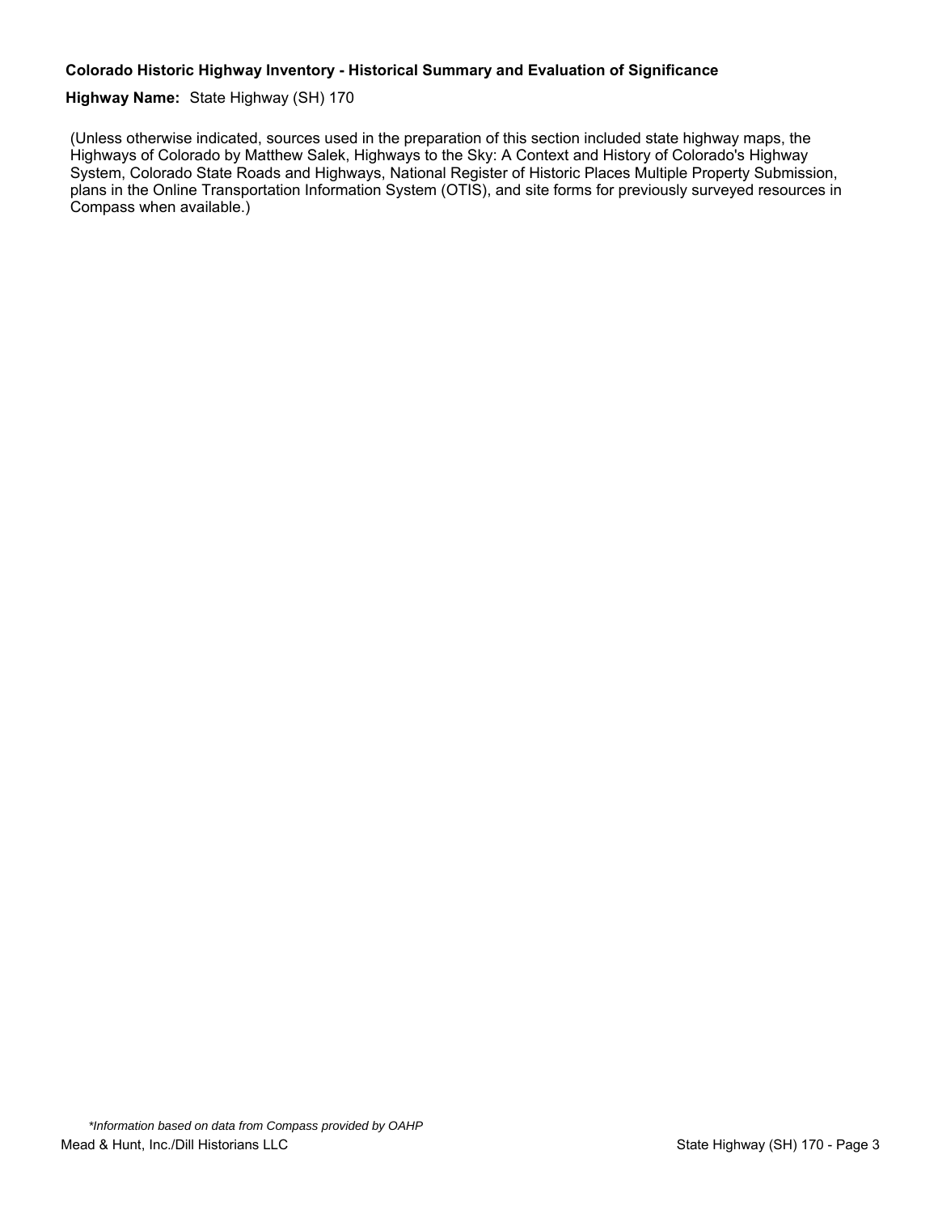**Colorado Historic Highway Inventory - Historical Summary and Evaluation of Significance**

**Highway Name:** State Highway (SH) 170

(Unless otherwise indicated, sources used in the preparation of this section included state highway maps, the Highways of Colorado by Matthew Salek, Highways to the Sky: A Context and History of Colorado's Highway System, Colorado State Roads and Highways, National Register of Historic Places Multiple Property Submission, plans in the Online Transportation Information System (OTIS), and site forms for previously surveyed resources in Compass when available.)

*\*Information based on data from Compass provided by OAHP*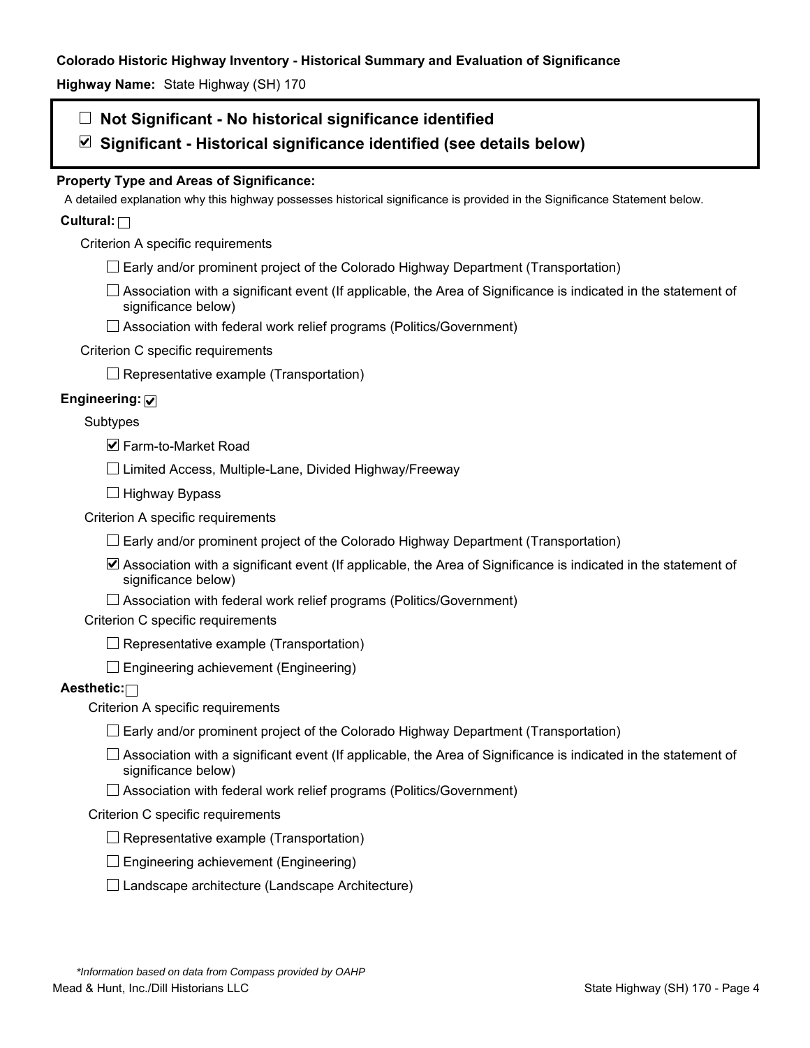**Colorado Historic Highway Inventory - Historical Summary and Evaluation of Significance**

**Highway Name:** State Highway (SH) 170

- ☐ **Not Significant - No historical significance identified**
- ☑ **Significant - Historical significance identified (see details below)**

**Property Type and Areas of Significance:**

A detailed explanation why this highway possesses historical significance is provided in the Significance Statement below.

**Cultural:** ☐

Criterion A specific requirements

- ☐ Early and/or prominent project of the Colorado Highway Department (Transportation)
- ☐ Association with a significant event (If applicable, the Area of Significance is indicated in the statement of significance below)
- ☐ Association with federal work relief programs (Politics/Government)

Criterion C specific requirements

- ☐ Representative example (Transportation)

**Engineering:** ☑

Subtypes

- ☑ Farm-to-Market Road
- ☐ Limited Access, Multiple-Lane, Divided Highway/Freeway
- ☐ Highway Bypass

Criterion A specific requirements

- ☐ Early and/or prominent project of the Colorado Highway Department (Transportation)
- ☑ Association with a significant event (If applicable, the Area of Significance is indicated in the statement of significance below)
- ☐ Association with federal work relief programs (Politics/Government)

Criterion C specific requirements

- ☐ Representative example (Transportation)
- ☐ Engineering achievement (Engineering)

**Aesthetic:** ☐

Criterion A specific requirements

- ☐ Early and/or prominent project of the Colorado Highway Department (Transportation)
- ☐ Association with a significant event (If applicable, the Area of Significance is indicated in the statement of significance below)
- ☐ Association with federal work relief programs (Politics/Government)

Criterion C specific requirements

- ☐ Representative example (Transportation)
- ☐ Engineering achievement (Engineering)
- ☐ Landscape architecture (Landscape Architecture)

*\*Information based on data from Compass provided by OAHP*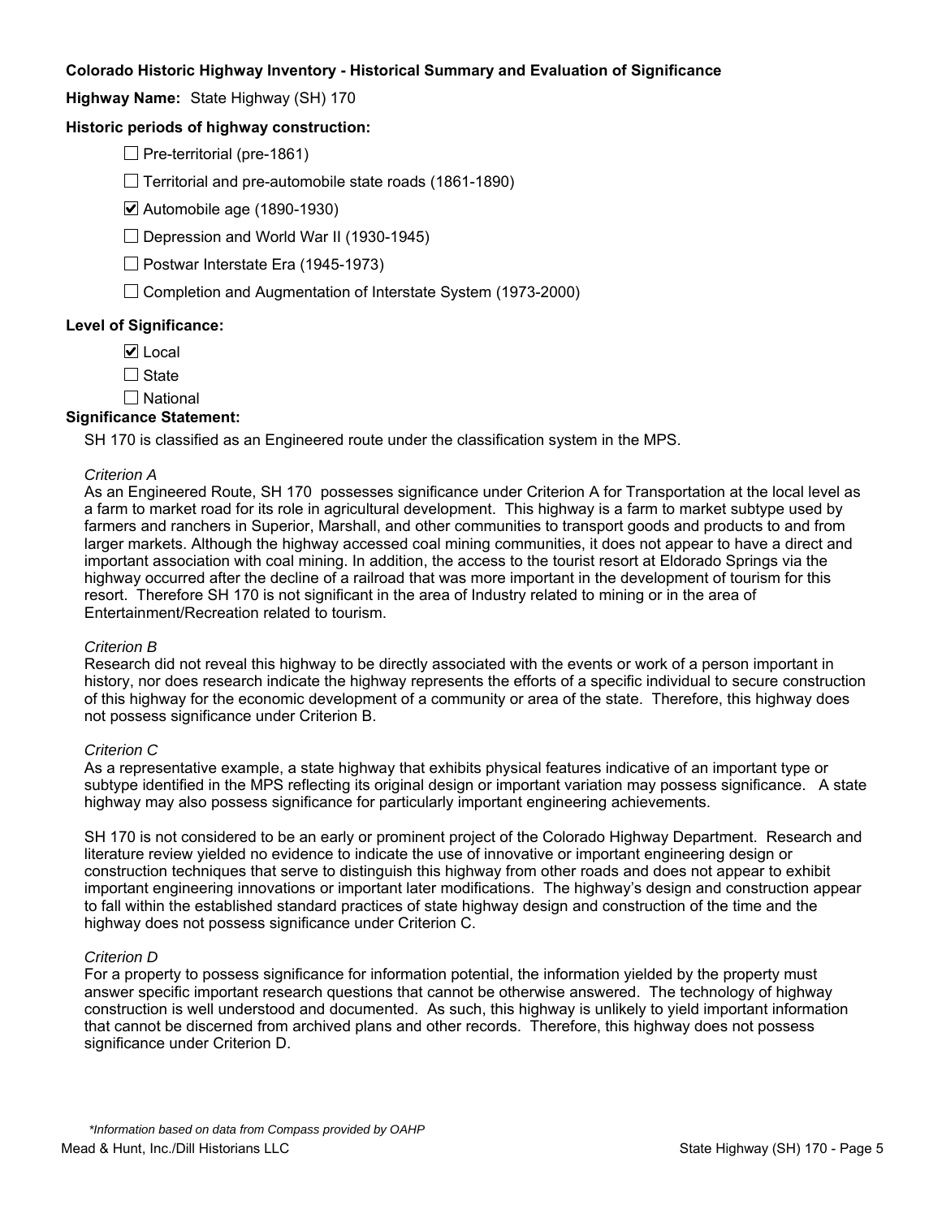**Colorado Historic Highway Inventory - Historical Summary and Evaluation of Significance**

**Highway Name:** State Highway (SH) 170

**Historic periods of highway construction:**

- ☐ Pre-territorial (pre-1861)
- ☐ Territorial and pre-automobile state roads (1861-1890)
- ☑ Automobile age (1890-1930)
- ☐ Depression and World War II (1930-1945)
- ☐ Postwar Interstate Era (1945-1973)
- ☐ Completion and Augmentation of Interstate System (1973-2000)

**Level of Significance:**

- ☑ Local
- ☐ State
- ☐ National

**Significance Statement:**

SH 170 is classified as an Engineered route under the classification system in the MPS.

*Criterion A*

As an Engineered Route, SH 170 possesses significance under Criterion A for Transportation at the local level as a farm to market road for its role in agricultural development. This highway is a farm to market subtype used by farmers and ranchers in Superior, Marshall, and other communities to transport goods and products to and from larger markets. Although the highway accessed coal mining communities, it does not appear to have a direct and important association with coal mining. In addition, the access to the tourist resort at Eldorado Springs via the highway occurred after the decline of a railroad that was more important in the development of tourism for this resort. Therefore SH 170 is not significant in the area of Industry related to mining or in the area of Entertainment/Recreation related to tourism.

*Criterion B*

Research did not reveal this highway to be directly associated with the events or work of a person important in history, nor does research indicate the highway represents the efforts of a specific individual to secure construction of this highway for the economic development of a community or area of the state. Therefore, this highway does not possess significance under Criterion B.

*Criterion C*

As a representative example, a state highway that exhibits physical features indicative of an important type or subtype identified in the MPS reflecting its original design or important variation may possess significance. A state highway may also possess significance for particularly important engineering achievements.

SH 170 is not considered to be an early or prominent project of the Colorado Highway Department. Research and literature review yielded no evidence to indicate the use of innovative or important engineering design or construction techniques that serve to distinguish this highway from other roads and does not appear to exhibit important engineering innovations or important later modifications. The highway's design and construction appear to fall within the established standard practices of state highway design and construction of the time and the highway does not possess significance under Criterion C.

*Criterion D*

For a property to possess significance for information potential, the information yielded by the property must answer specific important research questions that cannot be otherwise answered. The technology of highway construction is well understood and documented. As such, this highway is unlikely to yield important information that cannot be discerned from archived plans and other records. Therefore, this highway does not possess significance under Criterion D.

*\*Information based on data from Compass provided by OAHP*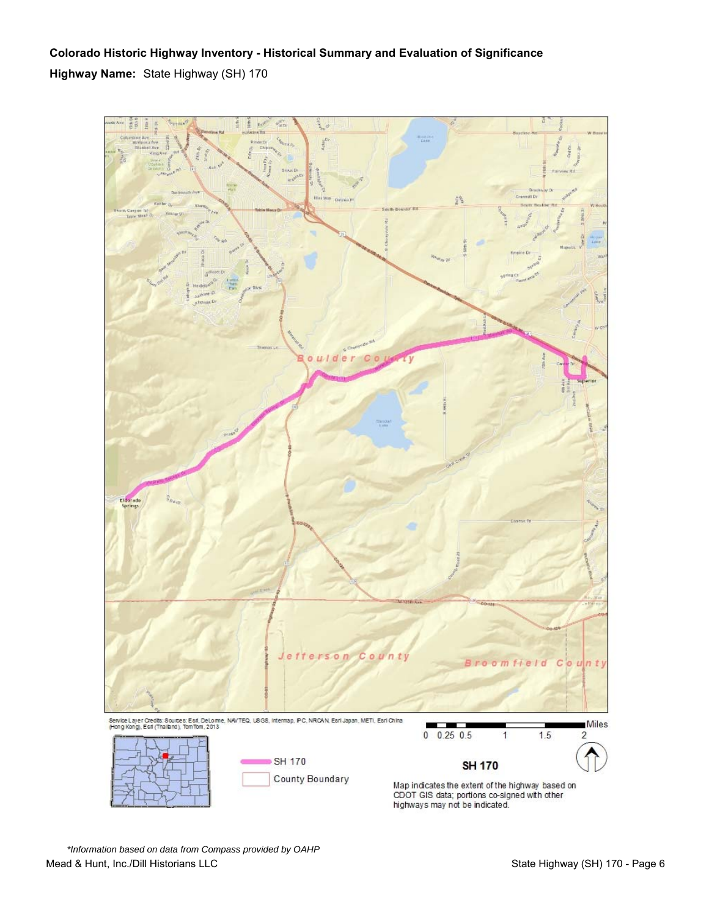**Colorado Historic Highway Inventory - Historical Summary and Evaluation of Significance**

**Highway Name:** State Highway (SH) 170

Service Layer Credits: Sources: Esri, DeLorme, NAVTEQ, USGS, Intermap, iPC, NRCAN, Esri Japan, METI, Esri China (Hong Kong), Esri (Thailand), TomTom, 2013

0 0.25 0.5 1 1.5 2 Miles

SH 170

County Boundary

**SH 170**

Map indicates the extent of the highway based on CDOT GIS data; portions co-signed with other highways may not be indicated.

*\*Information based on data from Compass provided by OAHP*